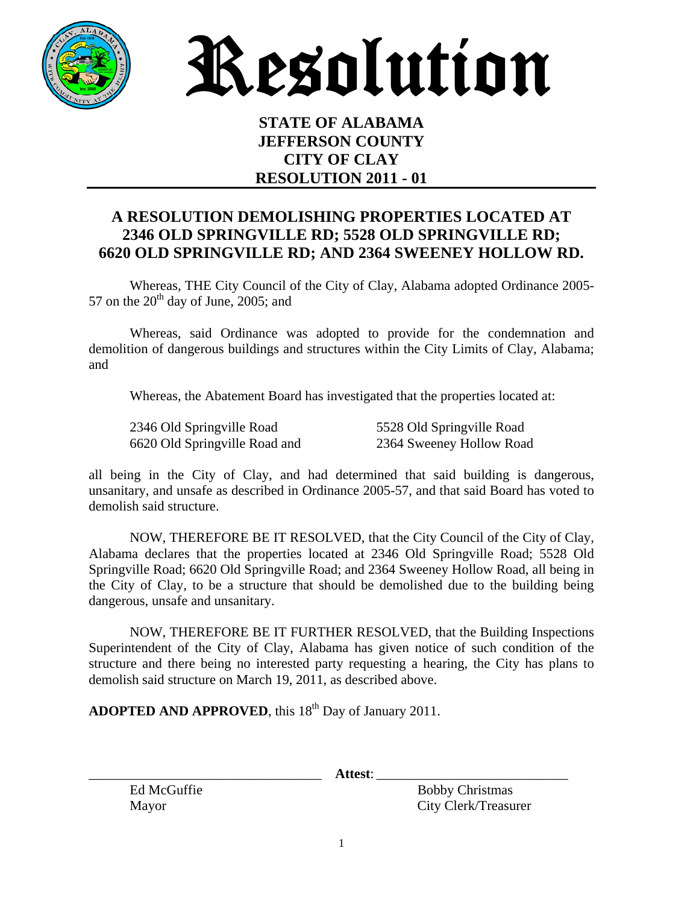# Resolution

**STATE OF ALABAMA**
**JEFFERSON COUNTY**
**CITY OF CLAY**
**RESOLUTION 2011 - 01**

---

## A RESOLUTION DEMOLISHING PROPERTIES LOCATED AT 2346 OLD SPRINGVILLE RD; 5528 OLD SPRINGVILLE RD; 6620 OLD SPRINGVILLE RD; AND 2364 SWEENEY HOLLOW RD.

Whereas, THE City Council of the City of Clay, Alabama adopted Ordinance 2005-57 on the 20th day of June, 2005; and

Whereas, said Ordinance was adopted to provide for the condemnation and demolition of dangerous buildings and structures within the City Limits of Clay, Alabama; and

Whereas, the Abatement Board has investigated that the properties located at:

| | |
|---|---|
| 2346 Old Springville Road | 5528 Old Springville Road |
| 6620 Old Springville Road and | 2364 Sweeney Hollow Road |

all being in the City of Clay, and had determined that said building is dangerous, unsanitary, and unsafe as described in Ordinance 2005-57, and that said Board has voted to demolish said structure.

NOW, THEREFORE BE IT RESOLVED, that the City Council of the City of Clay, Alabama declares that the properties located at 2346 Old Springville Road; 5528 Old Springville Road; 6620 Old Springville Road; and 2364 Sweeney Hollow Road, all being in the City of Clay, to be a structure that should be demolished due to the building being dangerous, unsafe and unsanitary.

NOW, THEREFORE BE IT FURTHER RESOLVED, that the Building Inspections Superintendent of the City of Clay, Alabama has given notice of such condition of the structure and there being no interested party requesting a hearing, the City has plans to demolish said structure on March 19, 2011, as described above.

**ADOPTED AND APPROVED**, this 18th Day of January 2011.

\_\_\_\_\_\_\_\_\_\_\_\_\_\_\_\_\_\_\_\_\_\_\_\_\_\_\_\_\_\_\_\_ **Attest**: \_\_\_\_\_\_\_\_\_\_\_\_\_\_\_\_\_\_\_\_\_\_\_\_\_\_\_\_

Ed McGuffie
Mayor

Bobby Christmas
City Clerk/Treasurer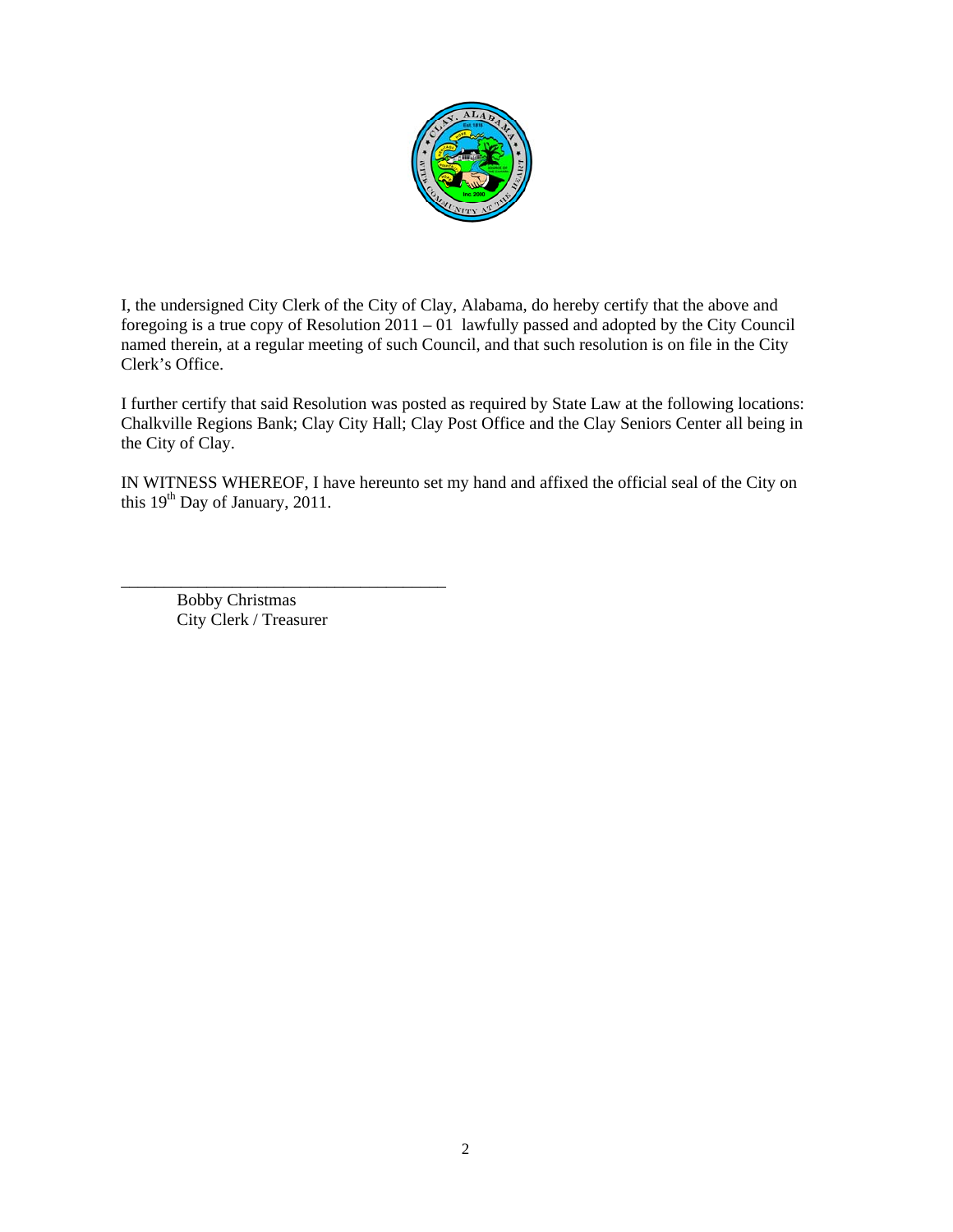I, the undersigned City Clerk of the City of Clay, Alabama, do hereby certify that the above and foregoing is a true copy of Resolution 2011 – 01 lawfully passed and adopted by the City Council named therein, at a regular meeting of such Council, and that such resolution is on file in the City Clerk's Office.

I further certify that said Resolution was posted as required by State Law at the following locations: Chalkville Regions Bank; Clay City Hall; Clay Post Office and the Clay Seniors Center all being in the City of Clay.

IN WITNESS WHEREOF, I have hereunto set my hand and affixed the official seal of the City on this 19th Day of January, 2011.

\_\_\_\_\_\_\_\_\_\_\_\_\_\_\_\_\_\_\_\_\_\_\_\_\_\_\_\_\_\_\_\_\_\_\_\_\_\_\_\_

Bobby Christmas
City Clerk / Treasurer